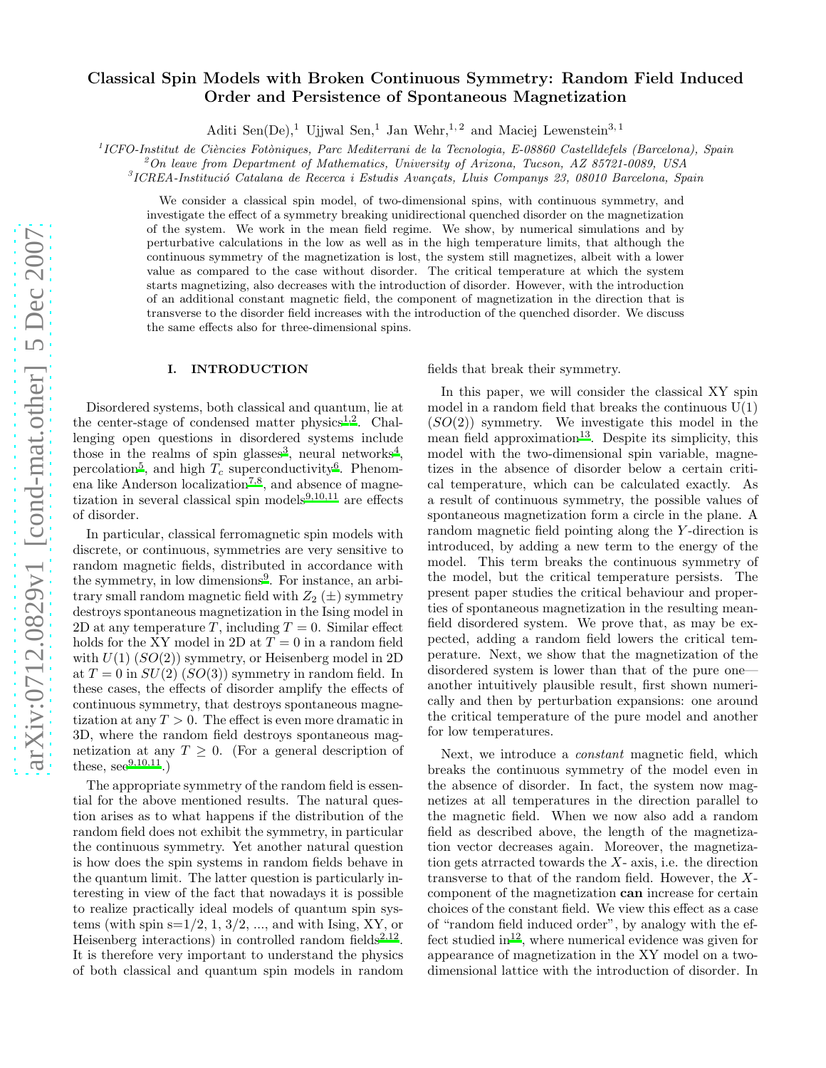# Classical Spin Models with Broken Continuous Symmetry: Random Field Induced Order and Persistence of Spontaneous Magnetization

Aditi Sen(De),[1] Ujjwal Sen,[1] Jan Wehr,[1,2] and Maciej Lewenstein[3,1]

[1]ICFO-Institut de Ciències Fotòniques, Parc Mediterrani de la Tecnologia, E-08860 Castelldefels (Barcelona), Spain
[2]On leave from Department of Mathematics, University of Arizona, Tucson, AZ 85721-0089, USA
[3]ICREA-Institució Catalana de Recerca i Estudis Avançats, Lluis Companys 23, 08010 Barcelona, Spain

We consider a classical spin model, of two-dimensional spins, with continuous symmetry, and investigate the effect of a symmetry breaking unidirectional quenched disorder on the magnetization of the system. We work in the mean field regime. We show, by numerical simulations and by perturbative calculations in the low as well as in the high temperature limits, that although the continuous symmetry of the magnetization is lost, the system still magnetizes, albeit with a lower value as compared to the case without disorder. The critical temperature at which the system starts magnetizing, also decreases with the introduction of disorder. However, with the introduction of an additional constant magnetic field, the component of magnetization in the direction that is transverse to the disorder field increases with the introduction of the quenched disorder. We discuss the same effects also for three-dimensional spins.

## I. INTRODUCTION

Disordered systems, both classical and quantum, lie at the center-stage of condensed matter physics[1,2]. Challenging open questions in disordered systems include those in the realms of spin glasses[3], neural networks[4], percolation[5], and high $T_c$ superconductivity[6]. Phenomena like Anderson localization[7,8], and absence of magnetization in several classical spin models[9,10,11] are effects of disorder.

In particular, classical ferromagnetic spin models with discrete, or continuous, symmetries are very sensitive to random magnetic fields, distributed in accordance with the symmetry, in low dimensions[9]. For instance, an arbitrary small random magnetic field with $Z_2$ ($\pm$) symmetry destroys spontaneous magnetization in the Ising model in 2D at any temperature $T$, including $T = 0$. Similar effect holds for the XY model in 2D at $T = 0$ in a random field with $U(1)$ ($SO(2)$) symmetry, or Heisenberg model in 2D at $T = 0$ in $SU(2)$ ($SO(3)$) symmetry in random field. In these cases, the effects of disorder amplify the effects of continuous symmetry, that destroys spontaneous magnetization at any $T > 0$. The effect is even more dramatic in 3D, where the random field destroys spontaneous magnetization at any $T \geq 0$. (For a general description of these, see[9,10,11].)

The appropriate symmetry of the random field is essential for the above mentioned results. The natural question arises as to what happens if the distribution of the random field does not exhibit the symmetry, in particular the continuous symmetry. Yet another natural question is how does the spin systems in random fields behave in the quantum limit. The latter question is particularly interesting in view of the fact that nowadays it is possible to realize practically ideal models of quantum spin systems (with spin s=1/2, 1, 3/2, ..., and with Ising, XY, or Heisenberg interactions) in controlled random fields[2,12]. It is therefore very important to understand the physics of both classical and quantum spin models in random fields that break their symmetry.

In this paper, we will consider the classical XY spin model in a random field that breaks the continuous U(1) ($SO(2)$) symmetry. We investigate this model in the mean field approximation[13]. Despite its simplicity, this model with the two-dimensional spin variable, magnetizes in the absence of disorder below a certain critical temperature, which can be calculated exactly. As a result of continuous symmetry, the possible values of spontaneous magnetization form a circle in the plane. A random magnetic field pointing along the $Y$-direction is introduced, by adding a new term to the energy of the model. This term breaks the continuous symmetry of the model, but the critical temperature persists. The present paper studies the critical behaviour and properties of spontaneous magnetization in the resulting mean-field disordered system. We prove that, as may be expected, adding a random field lowers the critical temperature. Next, we show that the magnetization of the disordered system is lower than that of the pure one—another intuitively plausible result, first shown numerically and then by perturbation expansions: one around the critical temperature of the pure model and another for low temperatures.

Next, we introduce a *constant* magnetic field, which breaks the continuous symmetry of the model even in the absence of disorder. In fact, the system now magnetizes at all temperatures in the direction parallel to the magnetic field. When we now also add a random field as described above, the length of the magnetization vector decreases again. Moreover, the magnetization gets attracted towards the $X$- axis, i.e. the direction transverse to that of the random field. However, the $X$-component of the magnetization **can** increase for certain choices of the constant field. We view this effect as a case of "random field induced order", by analogy with the effect studied in[12], where numerical evidence was given for appearance of magnetization in the XY model on a two-dimensional lattice with the introduction of disorder. In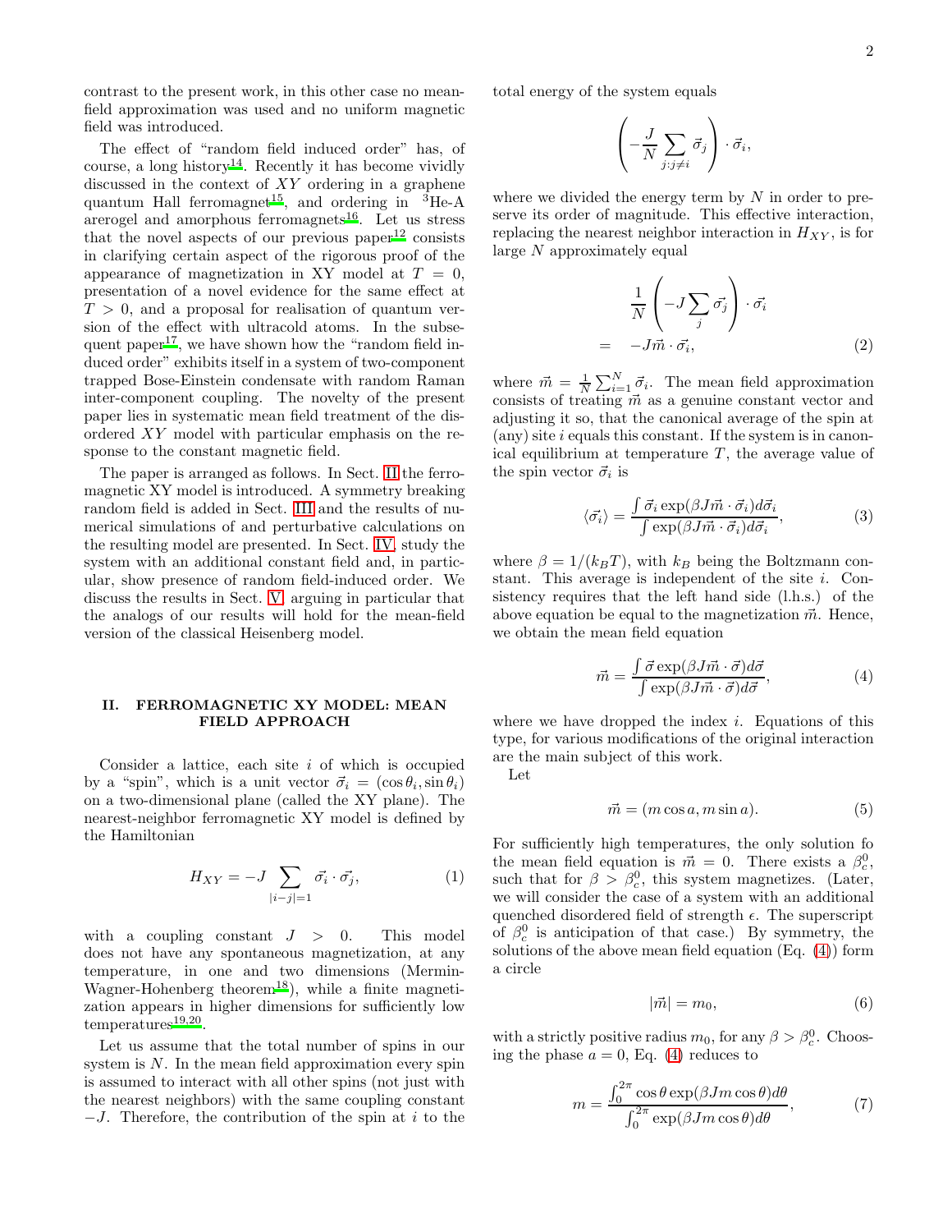contrast to the present work, in this other case no mean-field approximation was used and no uniform magnetic field was introduced.

The effect of "random field induced order" has, of course, a long history[14]. Recently it has become vividly discussed in the context of $XY$ ordering in a graphene quantum Hall ferromagnet[15], and ordering in $^{3}$He-A arerogel and amorphous ferromagnets[16]. Let us stress that the novel aspects of our previous paper[12] consists in clarifying certain aspect of the rigorous proof of the appearance of magnetization in XY model at $T = 0$, presentation of a novel evidence for the same effect at $T > 0$, and a proposal for realisation of quantum version of the effect with ultracold atoms. In the subsequent paper[17], we have shown how the "random field induced order" exhibits itself in a system of two-component trapped Bose-Einstein condensate with random Raman inter-component coupling. The novelty of the present paper lies in systematic mean field treatment of the disordered $XY$ model with particular emphasis on the response to the constant magnetic field.

The paper is arranged as follows. In Sect. II the ferromagnetic XY model is introduced. A symmetry breaking random field is added in Sect. III and the results of numerical simulations of and perturbative calculations on the resulting model are presented. In Sect. IV, study the system with an additional constant field and, in particular, show presence of random field-induced order. We discuss the results in Sect. V, arguing in particular that the analogs of our results will hold for the mean-field version of the classical Heisenberg model.

## II. FERROMAGNETIC XY MODEL: MEAN FIELD APPROACH

Consider a lattice, each site $i$ of which is occupied by a "spin", which is a unit vector $\vec{\sigma}_i = (\cos\theta_i, \sin\theta_i)$ on a two-dimensional plane (called the XY plane). The nearest-neighbor ferromagnetic XY model is defined by the Hamiltonian

$$H_{XY} = -J \sum_{|i-j|=1} \vec{\sigma_i} \cdot \vec{\sigma_j}, \tag{1}$$

with a coupling constant $J > 0$. This model does not have any spontaneous magnetization, at any temperature, in one and two dimensions (Mermin-Wagner-Hohenberg theorem[18]), while a finite magnetization appears in higher dimensions for sufficiently low temperatures[19,20].

Let us assume that the total number of spins in our system is $N$. In the mean field approximation every spin is assumed to interact with all other spins (not just with the nearest neighbors) with the same coupling constant $-J$. Therefore, the contribution of the spin at $i$ to the total energy of the system equals

$$\left( -\frac{J}{N} \sum_{j:j \neq i} \vec{\sigma}_j \right) \cdot \vec{\sigma}_i,$$

where we divided the energy term by $N$ in order to preserve its order of magnitude. This effective interaction, replacing the nearest neighbor interaction in $H_{XY}$, is for large $N$ approximately equal

$$\begin{aligned} &\frac{1}{N} \left( -J \sum_{j} \vec{\sigma_j} \right) \cdot \vec{\sigma_i} \\ = \quad &-J \vec{m} \cdot \vec{\sigma_i}, \end{aligned} \tag{2}$$

where $\vec{m} = \frac{1}{N} \sum_{i=1}^{N} \vec{\sigma}_i$. The mean field approximation consists of treating $\vec{m}$ as a genuine constant vector and adjusting it so, that the canonical average of the spin at (any) site $i$ equals this constant. If the system is in canonical equilibrium at temperature $T$, the average value of the spin vector $\vec{\sigma}_i$ is

$$\langle \vec{\sigma_i} \rangle = \frac{\int \vec{\sigma}_i \exp(\beta J \vec{m} \cdot \vec{\sigma}_i) d\vec{\sigma}_i}{\int \exp(\beta J \vec{m} \cdot \vec{\sigma}_i) d\vec{\sigma}_i}, \tag{3}$$

where $\beta = 1/(k_B T)$, with $k_B$ being the Boltzmann constant. This average is independent of the site $i$. Consistency requires that the left hand side (l.h.s.) of the above equation be equal to the magnetization $\vec{m}$. Hence, we obtain the mean field equation

$$\vec{m} = \frac{\int \vec{\sigma} \exp(\beta J \vec{m} \cdot \vec{\sigma}) d\vec{\sigma}}{\int \exp(\beta J \vec{m} \cdot \vec{\sigma}) d\vec{\sigma}}, \tag{4}$$

where we have dropped the index $i$. Equations of this type, for various modifications of the original interaction are the main subject of this work.

Let

$$\vec{m} = (m \cos a, m \sin a). \tag{5}$$

For sufficiently high temperatures, the only solution fo the mean field equation is $\vec{m} = 0$. There exists a $\beta_c^0$, such that for $\beta > \beta_c^0$, this system magnetizes. (Later, we will consider the case of a system with an additional quenched disordered field of strength $\epsilon$. The superscript of $\beta_c^0$ is anticipation of that case.) By symmetry, the solutions of the above mean field equation (Eq. (4)) form a circle

$$|\vec{m}| = m_0, \tag{6}$$

with a strictly positive radius $m_0$, for any $\beta > \beta_c^0$. Choosing the phase $a = 0$, Eq. (4) reduces to

$$m = \frac{\int_0^{2\pi} \cos\theta \exp(\beta J m \cos\theta) d\theta}{\int_0^{2\pi} \exp(\beta J m \cos\theta) d\theta}, \tag{7}$$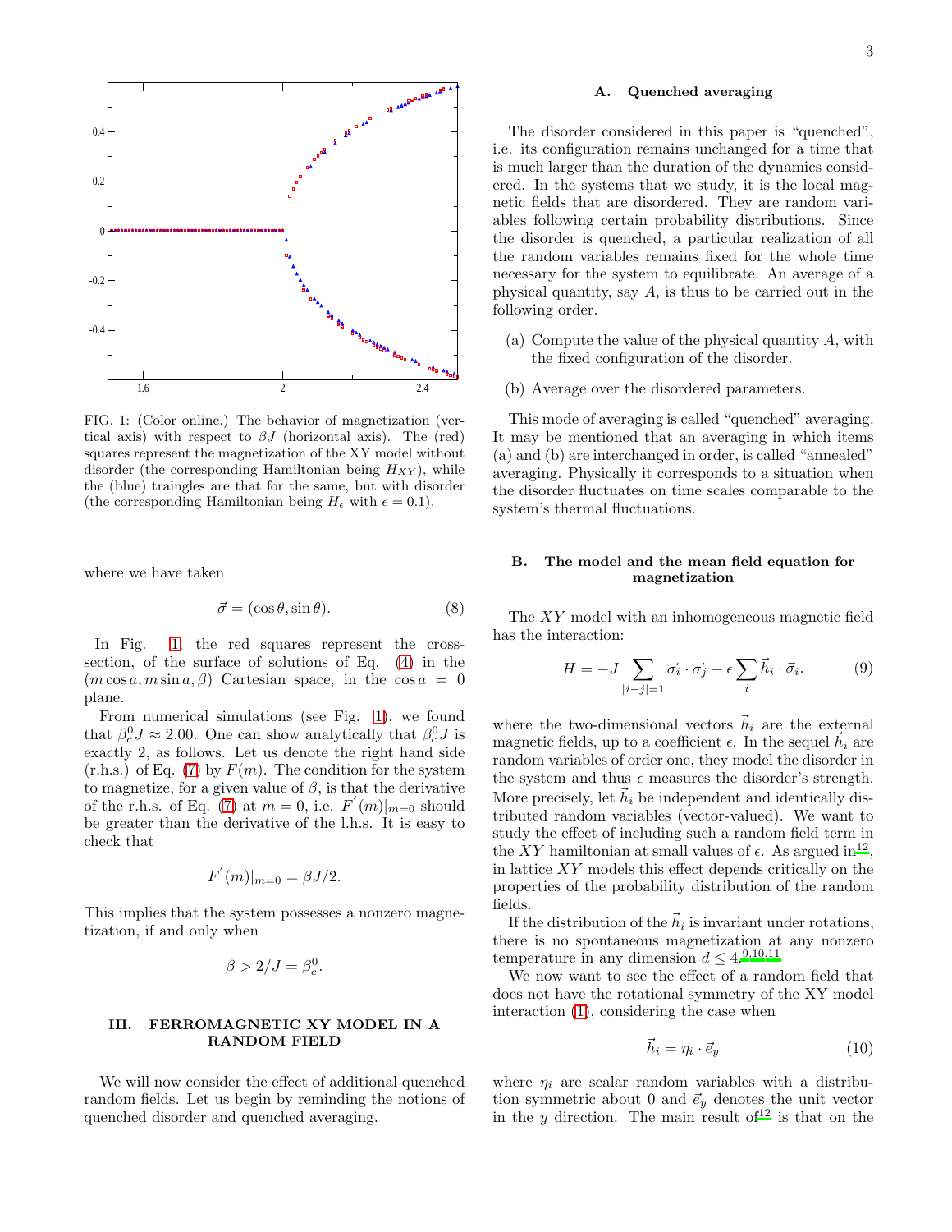FIG. 1: (Color online.) The behavior of magnetization (vertical axis) with respect to $\beta J$ (horizontal axis). The (red) squares represent the magnetization of the XY model without disorder (the corresponding Hamiltonian being $H_{XY}$), while the (blue) traingles are that for the same, but with disorder (the corresponding Hamiltonian being $H_\epsilon$ with $\epsilon = 0.1$).

where we have taken

$$\vec{\sigma} = (\cos\theta, \sin\theta). \tag{8}$$

In Fig. 1 the red squares represent the cross-section, of the surface of solutions of Eq. (4) in the $(m\cos a, m\sin a, \beta)$ Cartesian space, in the $\cos a = 0$ plane.

From numerical simulations (see Fig. 1), we found that $\beta_c^0 J \approx 2.00$. One can show analytically that $\beta_c^0 J$ is exactly 2, as follows. Let us denote the right hand side (r.h.s.) of Eq. (7) by $F(m)$. The condition for the system to magnetize, for a given value of $\beta$, is that the derivative of the r.h.s. of Eq. (7) at $m = 0$, i.e. $F'(m)|_{m=0}$ should be greater than the derivative of the l.h.s. It is easy to check that

$$F'(m)|_{m=0} = \beta J/2.$$

This implies that the system possesses a nonzero magnetization, if and only when

$$\beta > 2/J = \beta_c^0.$$

## III. FERROMAGNETIC XY MODEL IN A RANDOM FIELD

We will now consider the effect of additional quenched random fields. Let us begin by reminding the notions of quenched disorder and quenched averaging.

### A. Quenched averaging

The disorder considered in this paper is "quenched", i.e. its configuration remains unchanged for a time that is much larger than the duration of the dynamics considered. In the systems that we study, it is the local magnetic fields that are disordered. They are random variables following certain probability distributions. Since the disorder is quenched, a particular realization of all the random variables remains fixed for the whole time necessary for the system to equilibrate. An average of a physical quantity, say $A$, is thus to be carried out in the following order.

(a) Compute the value of the physical quantity $A$, with the fixed configuration of the disorder.

(b) Average over the disordered parameters.

This mode of averaging is called "quenched" averaging. It may be mentioned that an averaging in which items (a) and (b) are interchanged in order, is called "annealed" averaging. Physically it corresponds to a situation when the disorder fluctuates on time scales comparable to the system's thermal fluctuations.

### B. The model and the mean field equation for magnetization

The $XY$ model with an inhomogeneous magnetic field has the interaction:

$$H = -J \sum_{|i-j|=1} \vec{\sigma_i} \cdot \vec{\sigma_j} - \epsilon \sum_i \vec{h}_i \cdot \vec{\sigma}_i. \tag{9}$$

where the two-dimensional vectors $\vec{h}_i$ are the external magnetic fields, up to a coefficient $\epsilon$. In the sequel $\vec{h}_i$ are random variables of order one, they model the disorder in the system and thus $\epsilon$ measures the disorder's strength. More precisely, let $\vec{h}_i$ be independent and identically distributed random variables (vector-valued). We want to study the effect of including such a random field term in the $XY$ hamiltonian at small values of $\epsilon$. As argued in[12], in lattice $XY$ models this effect depends critically on the properties of the probability distribution of the random fields.

If the distribution of the $\vec{h}_i$ is invariant under rotations, there is no spontaneous magnetization at any nonzero temperature in any dimension $d \leq 4$.[9,10,11]

We now want to see the effect of a random field that does not have the rotational symmetry of the XY model interaction (1), considering the case when

$$\vec{h}_i = \eta_i \cdot \vec{e}_y \tag{10}$$

where $\eta_i$ are scalar random variables with a distribution symmetric about 0 and $\vec{e}_y$ denotes the unit vector in the $y$ direction. The main result of[12] is that on the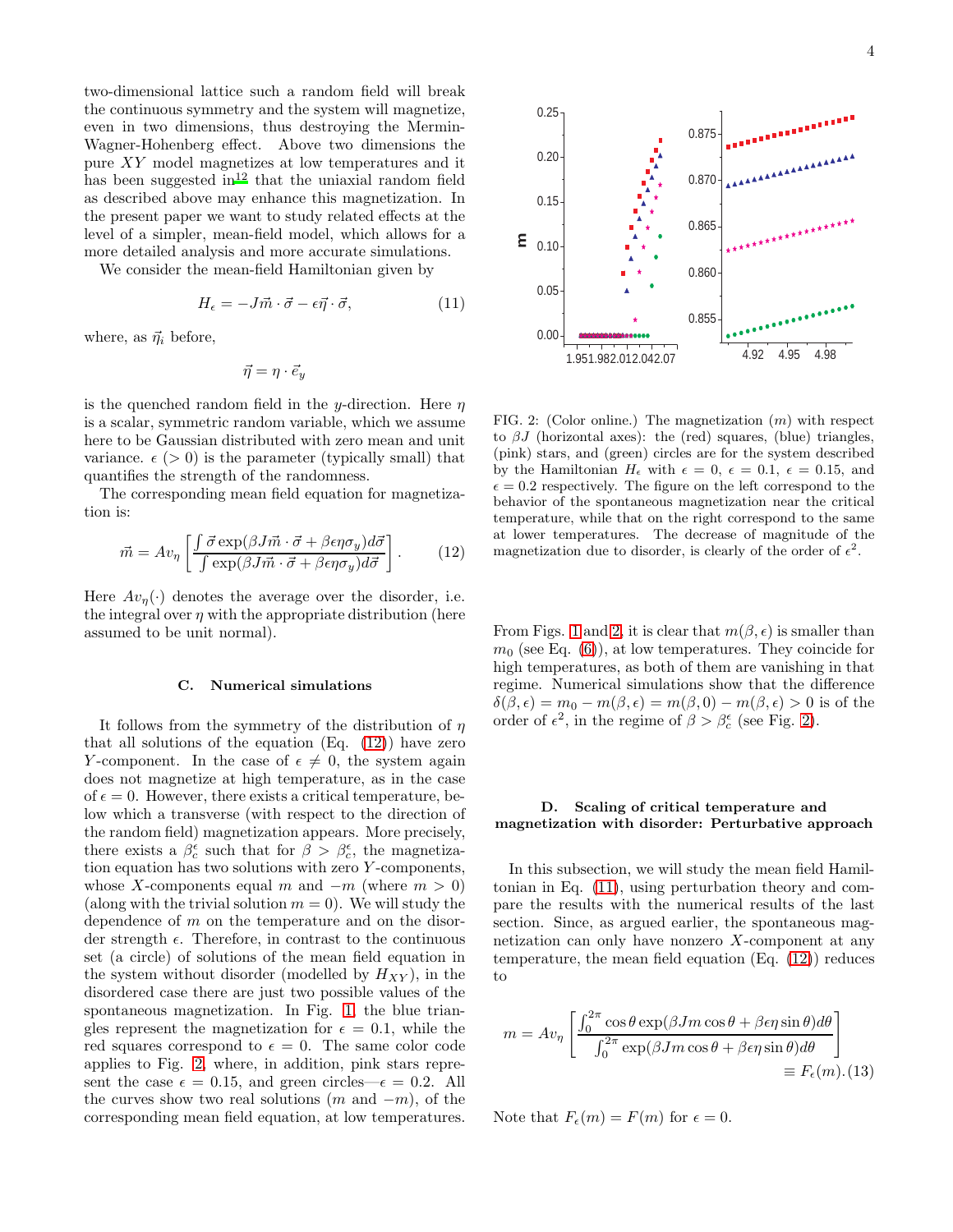two-dimensional lattice such a random field will break the continuous symmetry and the system will magnetize, even in two dimensions, thus destroying the Mermin-Wagner-Hohenberg effect. Above two dimensions the pure $XY$ model magnetizes at low temperatures and it has been suggested in[12] that the uniaxial random field as described above may enhance this magnetization. In the present paper we want to study related effects at the level of a simpler, mean-field model, which allows for a more detailed analysis and more accurate simulations.

We consider the mean-field Hamiltonian given by

$$H_\epsilon = -J\vec{m}\cdot\vec{\sigma} - \epsilon\vec{\eta}\cdot\vec{\sigma}, \tag{11}$$

where, as $\vec{\eta}_i$ before,

$$\vec{\eta} = \eta \cdot \vec{e}_y$$

is the quenched random field in the $y$-direction. Here $\eta$ is a scalar, symmetric random variable, which we assume here to be Gaussian distributed with zero mean and unit variance. $\epsilon$ ($> 0$) is the parameter (typically small) that quantifies the strength of the randomness.

The corresponding mean field equation for magnetization is:

$$\vec{m} = Av_\eta\left[\frac{\int \vec{\sigma}\exp(\beta J\vec{m}\cdot\vec{\sigma} + \beta\epsilon\eta\sigma_y)d\vec{\sigma}}{\int \exp(\beta J\vec{m}\cdot\vec{\sigma} + \beta\epsilon\eta\sigma_y)d\vec{\sigma}}\right]. \tag{12}$$

Here $Av_\eta(\cdot)$ denotes the average over the disorder, i.e. the integral over $\eta$ with the appropriate distribution (here assumed to be unit normal).

### C. Numerical simulations

It follows from the symmetry of the distribution of $\eta$ that all solutions of the equation (Eq. (12)) have zero $Y$-component. In the case of $\epsilon \neq 0$, the system again does not magnetize at high temperature, as in the case of $\epsilon = 0$. However, there exists a critical temperature, below which a transverse (with respect to the direction of the random field) magnetization appears. More precisely, there exists a $\beta_c^\epsilon$ such that for $\beta > \beta_c^\epsilon$, the magnetization equation has two solutions with zero $Y$-components, whose $X$-components equal $m$ and $-m$ (where $m > 0$) (along with the trivial solution $m = 0$). We will study the dependence of $m$ on the temperature and on the disorder strength $\epsilon$. Therefore, in contrast to the continuous set (a circle) of solutions of the mean field equation in the system without disorder (modelled by $H_{XY}$), in the disordered case there are just two possible values of the spontaneous magnetization. In Fig. 1, the blue triangles represent the magnetization for $\epsilon = 0.1$, while the red squares correspond to $\epsilon = 0$. The same color code applies to Fig. 2, where, in addition, pink stars represent the case $\epsilon = 0.15$, and green circles—$\epsilon = 0.2$. All the curves show two real solutions ($m$ and $-m$), of the corresponding mean field equation, at low temperatures.

FIG. 2: (Color online.) The magnetization ($m$) with respect to $\beta J$ (horizontal axes): the (red) squares, (blue) triangles, (pink) stars, and (green) circles are for the system described by the Hamiltonian $H_\epsilon$ with $\epsilon = 0$, $\epsilon = 0.1$, $\epsilon = 0.15$, and $\epsilon = 0.2$ respectively. The figure on the left correspond to the behavior of the spontaneous magnetization near the critical temperature, while that on the right correspond to the same at lower temperatures. The decrease of magnitude of the magnetization due to disorder, is clearly of the order of $\epsilon^2$.

From Figs. 1 and 2, it is clear that $m(\beta, \epsilon)$ is smaller than $m_0$ (see Eq. (6)), at low temperatures. They coincide for high temperatures, as both of them are vanishing in that regime. Numerical simulations show that the difference $\delta(\beta, \epsilon) = m_0 - m(\beta, \epsilon) = m(\beta, 0) - m(\beta, \epsilon) > 0$ is of the order of $\epsilon^2$, in the regime of $\beta > \beta_c^\epsilon$ (see Fig. 2).

### D. Scaling of critical temperature and magnetization with disorder: Perturbative approach

In this subsection, we will study the mean field Hamiltonian in Eq. (11), using perturbation theory and compare the results with the numerical results of the last section. Since, as argued earlier, the spontaneous magnetization can only have nonzero $X$-component at any temperature, the mean field equation (Eq. (12)) reduces to

$$m = Av_\eta\left[\frac{\int_0^{2\pi}\cos\theta\exp(\beta Jm\cos\theta + \beta\epsilon\eta\sin\theta)d\theta}{\int_0^{2\pi}\exp(\beta Jm\cos\theta + \beta\epsilon\eta\sin\theta)d\theta}\right] \equiv F_\epsilon(m). \tag{13}$$

Note that $F_\epsilon(m) = F(m)$ for $\epsilon = 0$.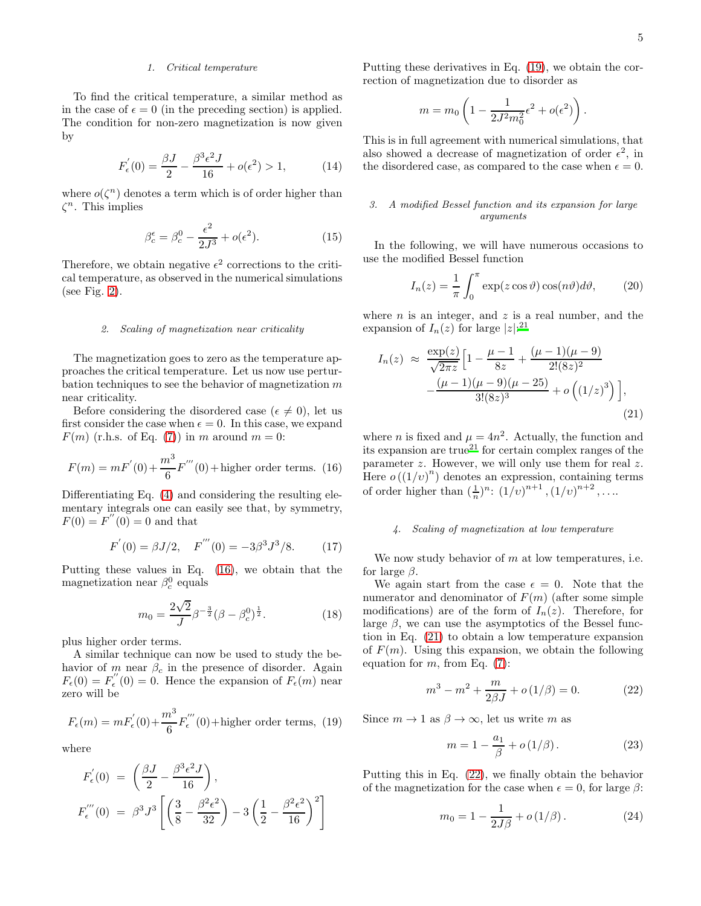#### 1. Critical temperature

To find the critical temperature, a similar method as in the case of $\epsilon = 0$ (in the preceding section) is applied. The condition for non-zero magnetization is now given by

$$F_\epsilon^{'}(0) = \frac{\beta J}{2} - \frac{\beta^3 \epsilon^2 J}{16} + o(\epsilon^2) > 1, \tag{14}$$

where $o(\zeta^n)$ denotes a term which is of order higher than $\zeta^n$. This implies

$$\beta_c^\epsilon = \beta_c^0 - \frac{\epsilon^2}{2J^3} + o(\epsilon^2). \tag{15}$$

Therefore, we obtain negative $\epsilon^2$ corrections to the critical temperature, as observed in the numerical simulations (see Fig. 2).

#### 2. Scaling of magnetization near criticality

The magnetization goes to zero as the temperature approaches the critical temperature. Let us now use perturbation techniques to see the behavior of magnetization $m$ near criticality.

Before considering the disordered case ($\epsilon \neq 0$), let us first consider the case when $\epsilon = 0$. In this case, we expand $F(m)$ (r.h.s. of Eq. (7)) in $m$ around $m = 0$:

$$F(m) = mF^{'}(0) + \frac{m^3}{6}F^{'''}(0) + \text{higher order terms.} \tag{16}$$

Differentiating Eq. (4) and considering the resulting elementary integrals one can easily see that, by symmetry, $F(0) = F^{''}(0) = 0$ and that

$$F^{'}(0) = \beta J/2, \quad F^{'''}(0) = -3\beta^3 J^3/8. \tag{17}$$

Putting these values in Eq. (16), we obtain that the magnetization near $\beta_c^0$ equals

$$m_0 = \frac{2\sqrt{2}}{J}\beta^{-\frac{3}{2}}(\beta - \beta_c^0)^{\frac{1}{2}}. \tag{18}$$

plus higher order terms.

A similar technique can now be used to study the behavior of $m$ near $\beta_c$ in the presence of disorder. Again $F_\epsilon(0) = F_\epsilon^{''}(0) = 0$. Hence the expansion of $F_\epsilon(m)$ near zero will be

$$F_\epsilon(m) = mF_\epsilon^{'}(0) + \frac{m^3}{6}F_\epsilon^{'''}(0) + \text{higher order terms,} \tag{19}$$

where

$$F_\epsilon^{'}(0) = \left(\frac{\beta J}{2} - \frac{\beta^3 \epsilon^2 J}{16}\right),$$

$$F_\epsilon^{'''}(0) = \beta^3 J^3 \left[\left(\frac{3}{8} - \frac{\beta^2 \epsilon^2}{32}\right) - 3\left(\frac{1}{2} - \frac{\beta^2 \epsilon^2}{16}\right)^2\right]$$

Putting these derivatives in Eq. (19), we obtain the correction of magnetization due to disorder as

$$m = m_0\left(1 - \frac{1}{2J^2 m_0^2}\epsilon^2 + o(\epsilon^2)\right).$$

This is in full agreement with numerical simulations, that also showed a decrease of magnetization of order $\epsilon^2$, in the disordered case, as compared to the case when $\epsilon = 0$.

#### 3. A modified Bessel function and its expansion for large arguments

In the following, we will have numerous occasions to use the modified Bessel function

$$I_n(z) = \frac{1}{\pi}\int_0^\pi \exp(z\cos\vartheta)\cos(n\vartheta)d\vartheta, \tag{20}$$

where $n$ is an integer, and $z$ is a real number, and the expansion of $I_n(z)$ for large $|z|$:[21]

$$I_n(z) \approx \frac{\exp(z)}{\sqrt{2\pi z}}\Big[1 - \frac{\mu - 1}{8z} + \frac{(\mu-1)(\mu-9)}{2!(8z)^2} - \frac{(\mu-1)(\mu-9)(\mu-25)}{3!(8z)^3} + o\left((1/z)^3\right)\Big], \tag{21}$$

where $n$ is fixed and $\mu = 4n^2$. Actually, the function and its expansion are true[21] for certain complex ranges of the parameter $z$. However, we will only use them for real $z$. Here $o\left((1/v)^n\right)$ denotes an expression, containing terms of order higher than $(\frac{1}{n})^n$: $(1/v)^{n+1}, (1/v)^{n+2}, \ldots$.

#### 4. Scaling of magnetization at low temperature

We now study behavior of $m$ at low temperatures, i.e. for large $\beta$.

We again start from the case $\epsilon = 0$. Note that the numerator and denominator of $F(m)$ (after some simple modifications) are of the form of $I_n(z)$. Therefore, for large $\beta$, we can use the asymptotics of the Bessel function in Eq. (21) to obtain a low temperature expansion of $F(m)$. Using this expansion, we obtain the following equation for $m$, from Eq. (7):

$$m^3 - m^2 + \frac{m}{2\beta J} + o\left(1/\beta\right) = 0. \tag{22}$$

Since $m \to 1$ as $\beta \to \infty$, let us write $m$ as

$$m = 1 - \frac{a_1}{\beta} + o\left(1/\beta\right). \tag{23}$$

Putting this in Eq. (22), we finally obtain the behavior of the magnetization for the case when $\epsilon = 0$, for large $\beta$:

$$m_0 = 1 - \frac{1}{2J\beta} + o\left(1/\beta\right). \tag{24}$$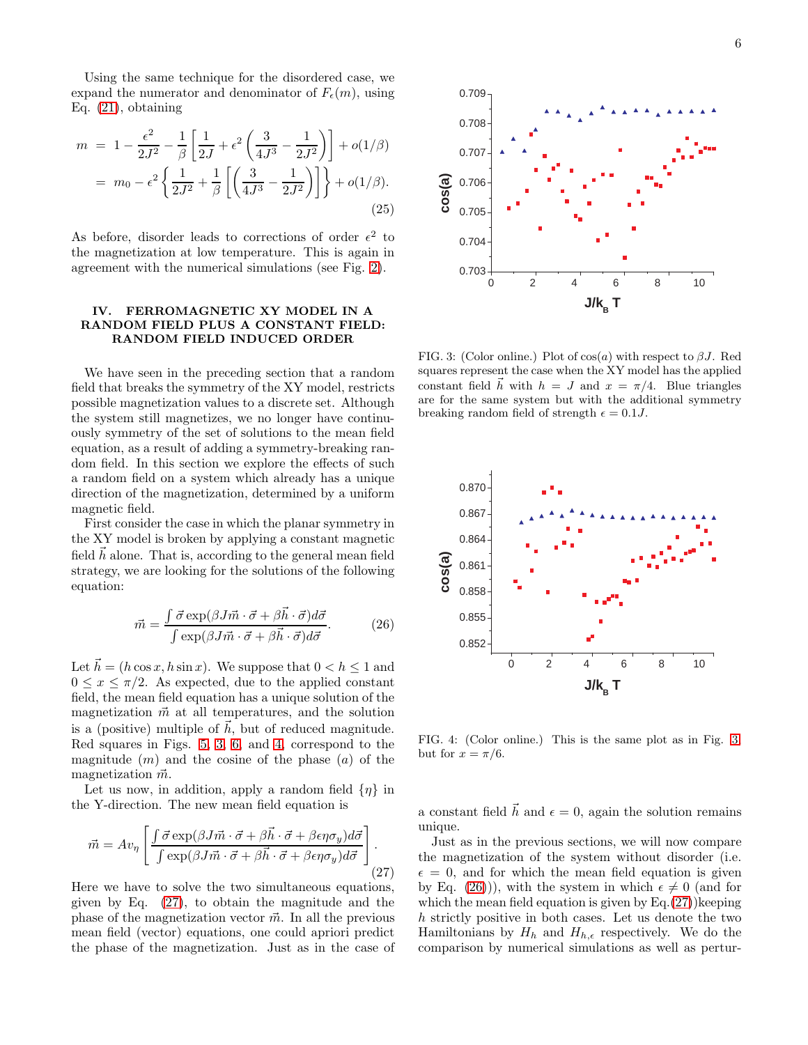Using the same technique for the disordered case, we expand the numerator and denominator of $F_\epsilon(m)$, using Eq. (21), obtaining

$$
\begin{aligned}
m &= 1 - \frac{\epsilon^2}{2J^2} - \frac{1}{\beta}\left[\frac{1}{2J} + \epsilon^2\left(\frac{3}{4J^3} - \frac{1}{2J^2}\right)\right] + o(1/\beta) \\
&= m_0 - \epsilon^2\left\{\frac{1}{2J^2} + \frac{1}{\beta}\left[\left(\frac{3}{4J^3} - \frac{1}{2J^2}\right)\right]\right\} + o(1/\beta).
\end{aligned}
\tag{25}
$$

As before, disorder leads to corrections of order $\epsilon^2$ to the magnetization at low temperature. This is again in agreement with the numerical simulations (see Fig. 2).

## IV. FERROMAGNETIC XY MODEL IN A RANDOM FIELD PLUS A CONSTANT FIELD: RANDOM FIELD INDUCED ORDER

We have seen in the preceding section that a random field that breaks the symmetry of the XY model, restricts possible magnetization values to a discrete set. Although the system still magnetizes, we no longer have continuously symmetry of the set of solutions to the mean field equation, as a result of adding a symmetry-breaking random field. In this section we explore the effects of such a random field on a system which already has a unique direction of the magnetization, determined by a uniform magnetic field.

First consider the case in which the planar symmetry in the XY model is broken by applying a constant magnetic field $\vec{h}$ alone. That is, according to the general mean field strategy, we are looking for the solutions of the following equation:

$$
\vec{m} = \frac{\int \vec{\sigma}\exp(\beta J\vec{m}\cdot\vec{\sigma} + \beta\vec{h}\cdot\vec{\sigma})d\vec{\sigma}}{\int \exp(\beta J\vec{m}\cdot\vec{\sigma} + \beta\vec{h}\cdot\vec{\sigma})d\vec{\sigma}}.
\tag{26}
$$

Let $\vec{h} = (h\cos x, h\sin x)$. We suppose that $0 < h \le 1$ and $0 \le x \le \pi/2$. As expected, due to the applied constant field, the mean field equation has a unique solution of the magnetization $\vec{m}$ at all temperatures, and the solution is a (positive) multiple of $\vec{h}$, but of reduced magnitude. Red squares in Figs. 5, 3, 6, and 4, correspond to the magnitude ($m$) and the cosine of the phase ($a$) of the magnetization $\vec{m}$.

Let us now, in addition, apply a random field $\{\eta\}$ in the Y-direction. The new mean field equation is

$$
\vec{m} = Av_\eta\left[\frac{\int \vec{\sigma}\exp(\beta J\vec{m}\cdot\vec{\sigma} + \beta\vec{h}\cdot\vec{\sigma} + \beta\epsilon\eta\sigma_y)d\vec{\sigma}}{\int \exp(\beta J\vec{m}\cdot\vec{\sigma} + \beta\vec{h}\cdot\vec{\sigma} + \beta\epsilon\eta\sigma_y)d\vec{\sigma}}\right].
\tag{27}
$$

Here we have to solve the two simultaneous equations, given by Eq. (27), to obtain the magnitude and the phase of the magnetization vector $\vec{m}$. In all the previous mean field (vector) equations, one could apriori predict the phase of the magnetization. Just as in the case of a constant field $\vec{h}$ and $\epsilon = 0$, again the solution remains unique.

Just as in the previous sections, we will now compare the magnetization of the system without disorder (i.e. $\epsilon = 0$, and for which the mean field equation is given by Eq. (26))), with the system in which $\epsilon \neq 0$ (and for which the mean field equation is given by Eq.(27))keeping $h$ strictly positive in both cases. Let us denote the two Hamiltonians by $H_h$ and $H_{h,\epsilon}$ respectively. We do the comparison by numerical simulations as well as pertur-

FIG. 3: (Color online.) Plot of $\cos(a)$ with respect to $\beta J$. Red squares represent the case when the XY model has the applied constant field $\vec{h}$ with $h = J$ and $x = \pi/4$. Blue triangles are for the same system but with the additional symmetry breaking random field of strength $\epsilon = 0.1J$.

FIG. 4: (Color online.) This is the same plot as in Fig. 3 but for $x = \pi/6$.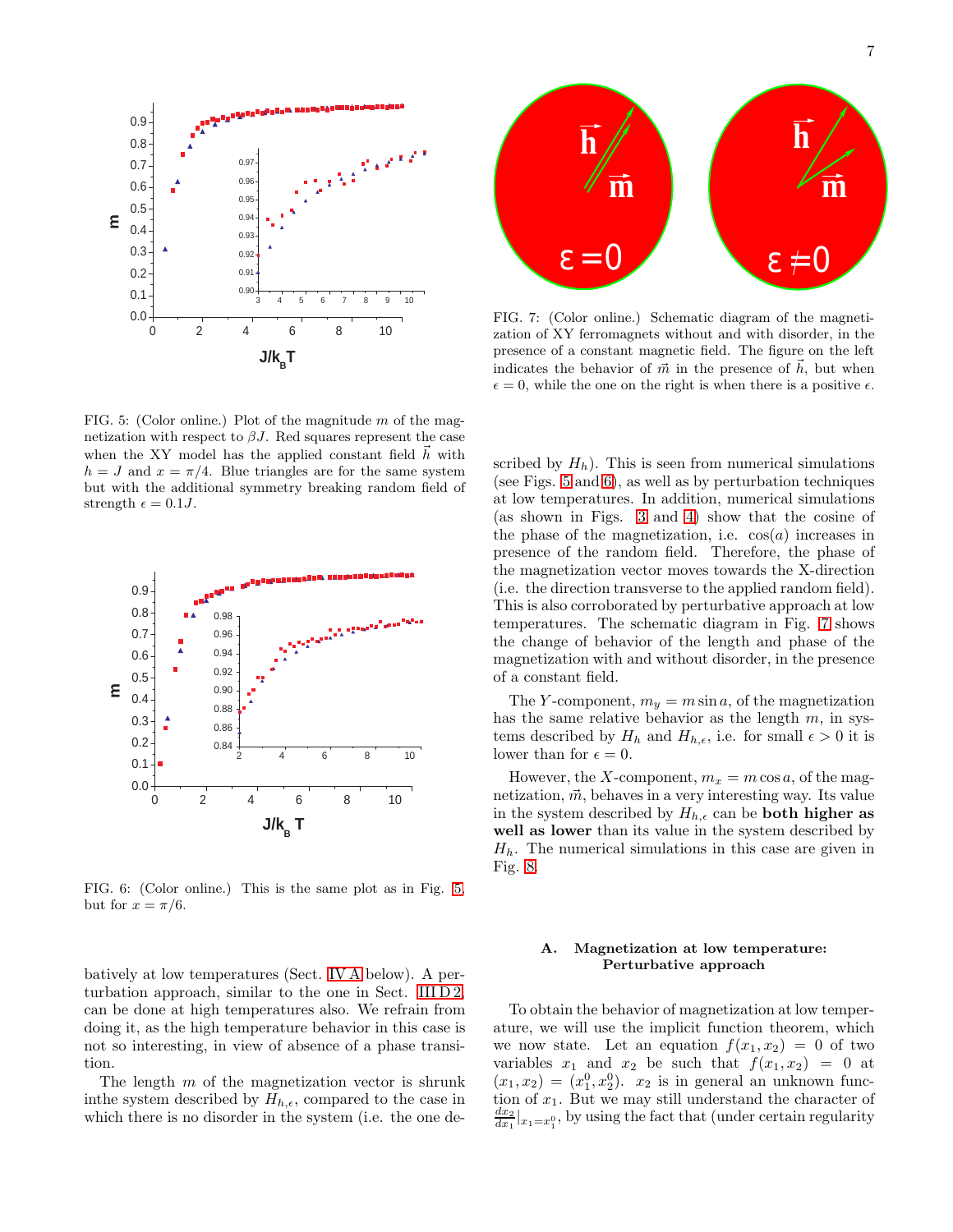FIG. 5: (Color online.) Plot of the magnitude $m$ of the magnetization with respect to $\beta J$. Red squares represent the case when the XY model has the applied constant field $\vec{h}$ with $h = J$ and $x = \pi/4$. Blue triangles are for the same system but with the additional symmetry breaking random field of strength $\epsilon = 0.1J$.

FIG. 6: (Color online.) This is the same plot as in Fig. 5, but for $x = \pi/6$.

batively at low temperatures (Sect. IV A below). A perturbation approach, similar to the one in Sect. III D 2, can be done at high temperatures also. We refrain from doing it, as the high temperature behavior in this case is not so interesting, in view of absence of a phase transition.

The length $m$ of the magnetization vector is shrunk inthe system described by $H_{h,\epsilon}$, compared to the case in which there is no disorder in the system (i.e. the one described by $H_h$). This is seen from numerical simulations (see Figs. 5 and 6), as well as by perturbation techniques at low temperatures. In addition, numerical simulations (as shown in Figs. 3 and 4) show that the cosine of the phase of the magnetization, i.e. $\cos(a)$ increases in presence of the random field. Therefore, the phase of the magnetization vector moves towards the X-direction (i.e. the direction transverse to the applied random field). This is also corroborated by perturbative approach at low temperatures. The schematic diagram in Fig. 7 shows the change of behavior of the length and phase of the magnetization with and without disorder, in the presence of a constant field.

FIG. 7: (Color online.) Schematic diagram of the magnetization of XY ferromagnets without and with disorder, in the presence of a constant magnetic field. The figure on the left indicates the behavior of $\vec{m}$ in the presence of $\vec{h}$, but when $\epsilon = 0$, while the one on the right is when there is a positive $\epsilon$.

The $Y$-component, $m_y = m \sin a$, of the magnetization has the same relative behavior as the length $m$, in systems described by $H_h$ and $H_{h,\epsilon}$, i.e. for small $\epsilon > 0$ it is lower than for $\epsilon = 0$.

However, the $X$-component, $m_x = m \cos a$, of the magnetization, $\vec{m}$, behaves in a very interesting way. Its value in the system described by $H_{h,\epsilon}$ can be **both higher as well as lower** than its value in the system described by $H_h$. The numerical simulations in this case are given in Fig. 8.

### A. Magnetization at low temperature: Perturbative approach

To obtain the behavior of magnetization at low temperature, we will use the implicit function theorem, which we now state. Let an equation $f(x_1, x_2) = 0$ of two variables $x_1$ and $x_2$ be such that $f(x_1, x_2) = 0$ at $(x_1, x_2) = (x_1^0, x_2^0)$. $x_2$ is in general an unknown function of $x_1$. But we may still understand the character of $\frac{dx_2}{dx_1}|_{x_1 = x_1^0}$, by using the fact that (under certain regularity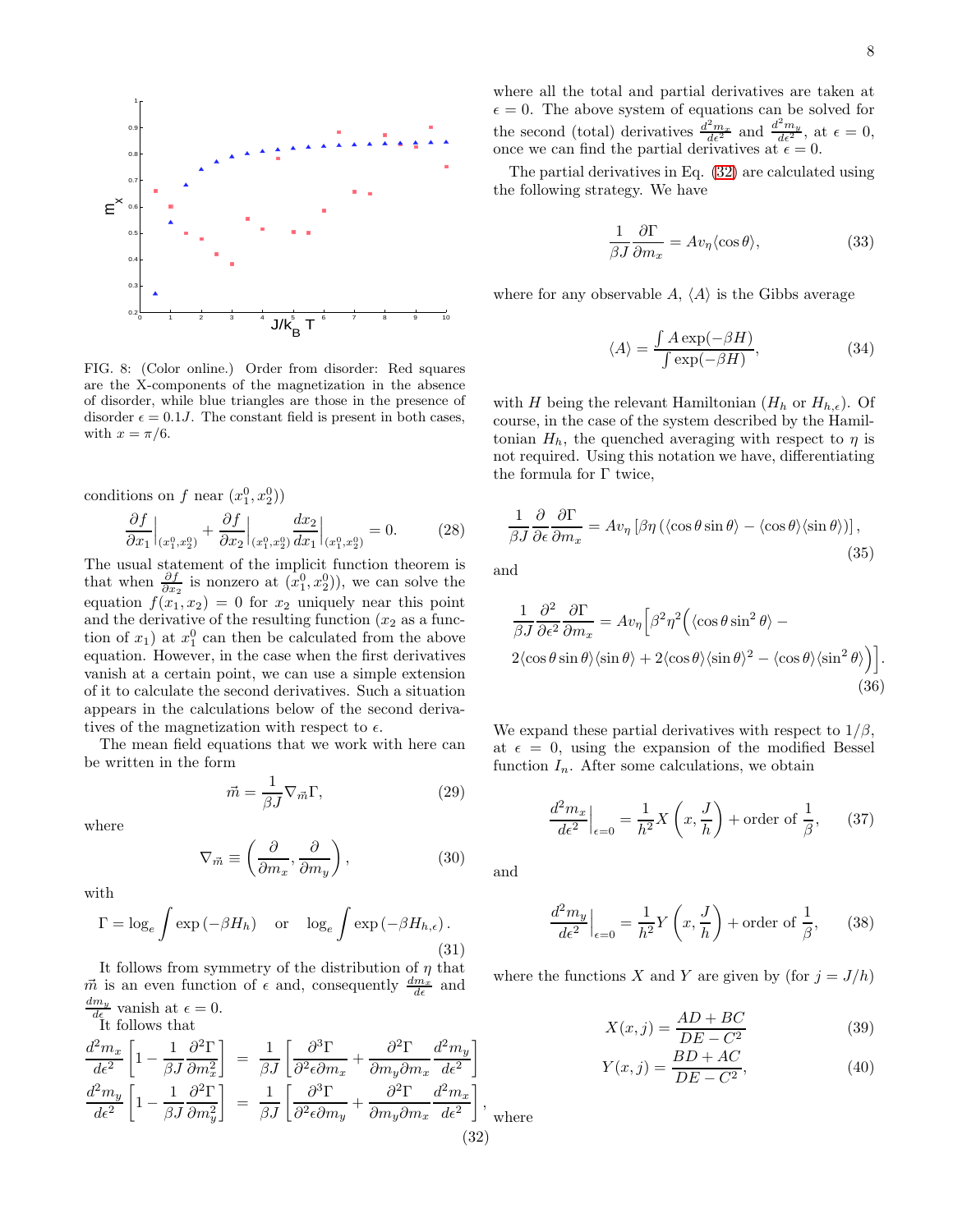FIG. 8: (Color online.) Order from disorder: Red squares are the X-components of the magnetization in the absence of disorder, while blue triangles are those in the presence of disorder $\epsilon = 0.1J$. The constant field is present in both cases, with $x = \pi/6$.

conditions on $f$ near $(x_1^0, x_2^0)$)

$$\frac{\partial f}{\partial x_1}\Big|_{(x_1^0,x_2^0)} + \frac{\partial f}{\partial x_2}\Big|_{(x_1^0,x_2^0)} \frac{dx_2}{dx_1}\Big|_{(x_1^0,x_2^0)} = 0. \tag{28}$$

The usual statement of the implicit function theorem is that when $\frac{\partial f}{\partial x_2}$ is nonzero at $(x_1^0, x_2^0)$), we can solve the equation $f(x_1, x_2) = 0$ for $x_2$ uniquely near this point and the derivative of the resulting function ($x_2$ as a function of $x_1$) at $x_1^0$ can then be calculated from the above equation. However, in the case when the first derivatives vanish at a certain point, we can use a simple extension of it to calculate the second derivatives. Such a situation appears in the calculations below of the second derivatives of the magnetization with respect to $\epsilon$.

The mean field equations that we work with here can be written in the form

$$\vec{m} = \frac{1}{\beta J}\nabla_{\vec{m}}\Gamma, \tag{29}$$

where

$$\nabla_{\vec{m}} \equiv \left(\frac{\partial}{\partial m_x}, \frac{\partial}{\partial m_y}\right), \tag{30}$$

with

$$\Gamma = \log_e \int \exp\left(-\beta H_h\right) \quad \text{or} \quad \log_e \int \exp\left(-\beta H_{h,\epsilon}\right). \tag{31}$$

It follows from symmetry of the distribution of $\eta$ that $\vec{m}$ is an even function of $\epsilon$ and, consequently $\frac{dm_x}{d\epsilon}$ and $\frac{dm_y}{d\epsilon}$ vanish at $\epsilon = 0$.

It follows that

$$\begin{aligned}
\frac{d^2 m_x}{d\epsilon^2}\left[1 - \frac{1}{\beta J}\frac{\partial^2 \Gamma}{\partial m_x^2}\right] &= \frac{1}{\beta J}\left[\frac{\partial^3 \Gamma}{\partial^2\epsilon\partial m_x} + \frac{\partial^2 \Gamma}{\partial m_y \partial m_x}\frac{d^2 m_y}{d\epsilon^2}\right] \\
\frac{d^2 m_y}{d\epsilon^2}\left[1 - \frac{1}{\beta J}\frac{\partial^2 \Gamma}{\partial m_y^2}\right] &= \frac{1}{\beta J}\left[\frac{\partial^3 \Gamma}{\partial^2\epsilon\partial m_y} + \frac{\partial^2 \Gamma}{\partial m_y \partial m_x}\frac{d^2 m_x}{d\epsilon^2}\right],
\end{aligned} \tag{32}$$

where all the total and partial derivatives are taken at $\epsilon = 0$. The above system of equations can be solved for the second (total) derivatives $\frac{d^2 m_x}{d\epsilon^2}$ and $\frac{d^2 m_y}{d\epsilon^2}$, at $\epsilon = 0$, once we can find the partial derivatives at $\epsilon = 0$.

The partial derivatives in Eq. (32) are calculated using the following strategy. We have

$$\frac{1}{\beta J}\frac{\partial \Gamma}{\partial m_x} = Av_\eta \langle \cos\theta \rangle, \tag{33}$$

where for any observable $A$, $\langle A \rangle$ is the Gibbs average

$$\langle A \rangle = \frac{\int A \exp(-\beta H)}{\int \exp(-\beta H)}, \tag{34}$$

with $H$ being the relevant Hamiltonian ($H_h$ or $H_{h,\epsilon}$). Of course, in the case of the system described by the Hamiltonian $H_h$, the quenched averaging with respect to $\eta$ is not required. Using this notation we have, differentiating the formula for $\Gamma$ twice,

$$\frac{1}{\beta J}\frac{\partial}{\partial \epsilon}\frac{\partial \Gamma}{\partial m_x} = Av_\eta \left[\beta\eta \left(\langle \cos\theta \sin\theta \rangle - \langle \cos\theta \rangle \langle \sin\theta \rangle\right)\right], \tag{35}$$

and

$$\begin{aligned}
\frac{1}{\beta J}\frac{\partial^2}{\partial \epsilon^2}\frac{\partial \Gamma}{\partial m_x} = Av_\eta \Big[&\beta^2\eta^2\Big(\langle \cos\theta \sin^2\theta \rangle - \\
&2\langle \cos\theta \sin\theta \rangle\langle \sin\theta \rangle + 2\langle \cos\theta \rangle\langle \sin\theta \rangle^2 - \langle \cos\theta \rangle\langle \sin^2\theta \rangle\Big)\Big].
\end{aligned} \tag{36}$$

We expand these partial derivatives with respect to $1/\beta$, at $\epsilon = 0$, using the expansion of the modified Bessel function $I_n$. After some calculations, we obtain

$$\frac{d^2 m_x}{d\epsilon^2}\Big|_{\epsilon=0} = \frac{1}{h^2}X\left(x, \frac{J}{h}\right) + \text{order of } \frac{1}{\beta}, \tag{37}$$

and

$$\frac{d^2 m_y}{d\epsilon^2}\Big|_{\epsilon=0} = \frac{1}{h^2}Y\left(x, \frac{J}{h}\right) + \text{order of } \frac{1}{\beta}, \tag{38}$$

where the functions $X$ and $Y$ are given by (for $j = J/h$)

$$X(x,j) = \frac{AD + BC}{DE - C^2} \tag{39}$$

$$Y(x,j) = \frac{BD + AC}{DE - C^2}, \tag{40}$$

where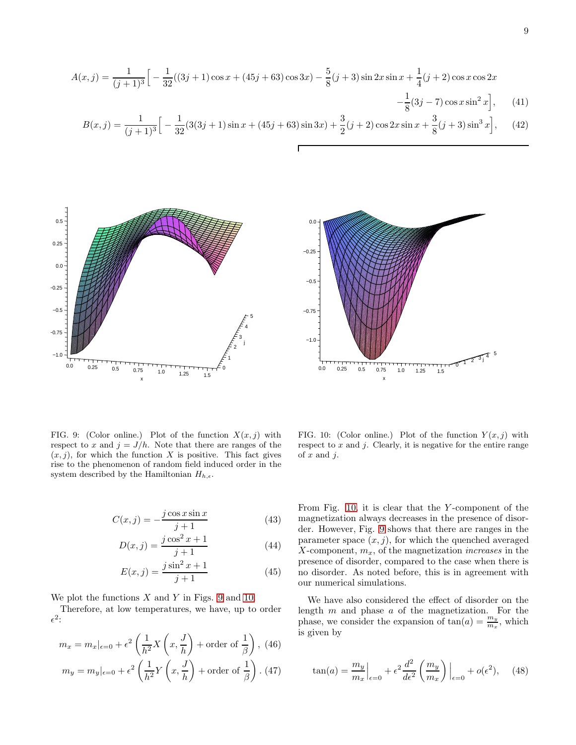$$A(x,j) = \frac{1}{(j+1)^3}\Big[ -\frac{1}{32}((3j+1)\cos x + (45j+63)\cos 3x) - \frac{5}{8}(j+3)\sin 2x \sin x + \frac{1}{4}(j+2)\cos x \cos 2x - \frac{1}{8}(3j-7)\cos x \sin^2 x\Big], \quad (41)$$

$$B(x,j) = \frac{1}{(j+1)^3}\Big[ -\frac{1}{32}(3(3j+1)\sin x + (45j+63)\sin 3x) + \frac{3}{2}(j+2)\cos 2x \sin x + \frac{3}{8}(j+3)\sin^3 x\Big], \quad (42)$$

FIG. 9: (Color online.) Plot of the function $X(x,j)$ with respect to $x$ and $j = J/h$. Note that there are ranges of the $(x,j)$, for which the function $X$ is positive. This fact gives rise to the phenomenon of random field induced order in the system described by the Hamiltonian $H_{h,\epsilon}$.

FIG. 10: (Color online.) Plot of the function $Y(x,j)$ with respect to $x$ and $j$. Clearly, it is negative for the entire range of $x$ and $j$.

$$C(x,j) = -\frac{j\cos x \sin x}{j+1} \quad (43)$$

$$D(x,j) = \frac{j\cos^2 x + 1}{j+1} \quad (44)$$

$$E(x,j) = \frac{j\sin^2 x + 1}{j+1} \quad (45)$$

We plot the functions $X$ and $Y$ in Figs. 9 and 10.

Therefore, at low temperatures, we have, up to order $\epsilon^2$:

$$m_x = m_x|_{\epsilon=0} + \epsilon^2\left(\frac{1}{h^2}X\left(x, \frac{J}{h}\right) + \text{order of } \frac{1}{\beta}\right), \quad (46)$$

$$m_y = m_y|_{\epsilon=0} + \epsilon^2\left(\frac{1}{h^2}Y\left(x, \frac{J}{h}\right) + \text{order of } \frac{1}{\beta}\right). \quad (47)$$

From Fig. 10, it is clear that the $Y$-component of the magnetization always decreases in the presence of disorder. However, Fig. 9 shows that there are ranges in the parameter space $(x,j)$, for which the quenched averaged $X$-component, $m_x$, of the magnetization *increases* in the presence of disorder, compared to the case when there is no disorder. As noted before, this is in agreement with our numerical simulations.

We have also considered the effect of disorder on the length $m$ and phase $a$ of the magnetization. For the phase, we consider the expansion of $\tan(a) = \frac{m_y}{m_x}$, which is given by

$$\tan(a) = \frac{m_y}{m_x}\Big|_{\epsilon=0} + \epsilon^2 \frac{d^2}{d\epsilon^2}\left(\frac{m_y}{m_x}\right)\Big|_{\epsilon=0} + o(\epsilon^2), \quad (48)$$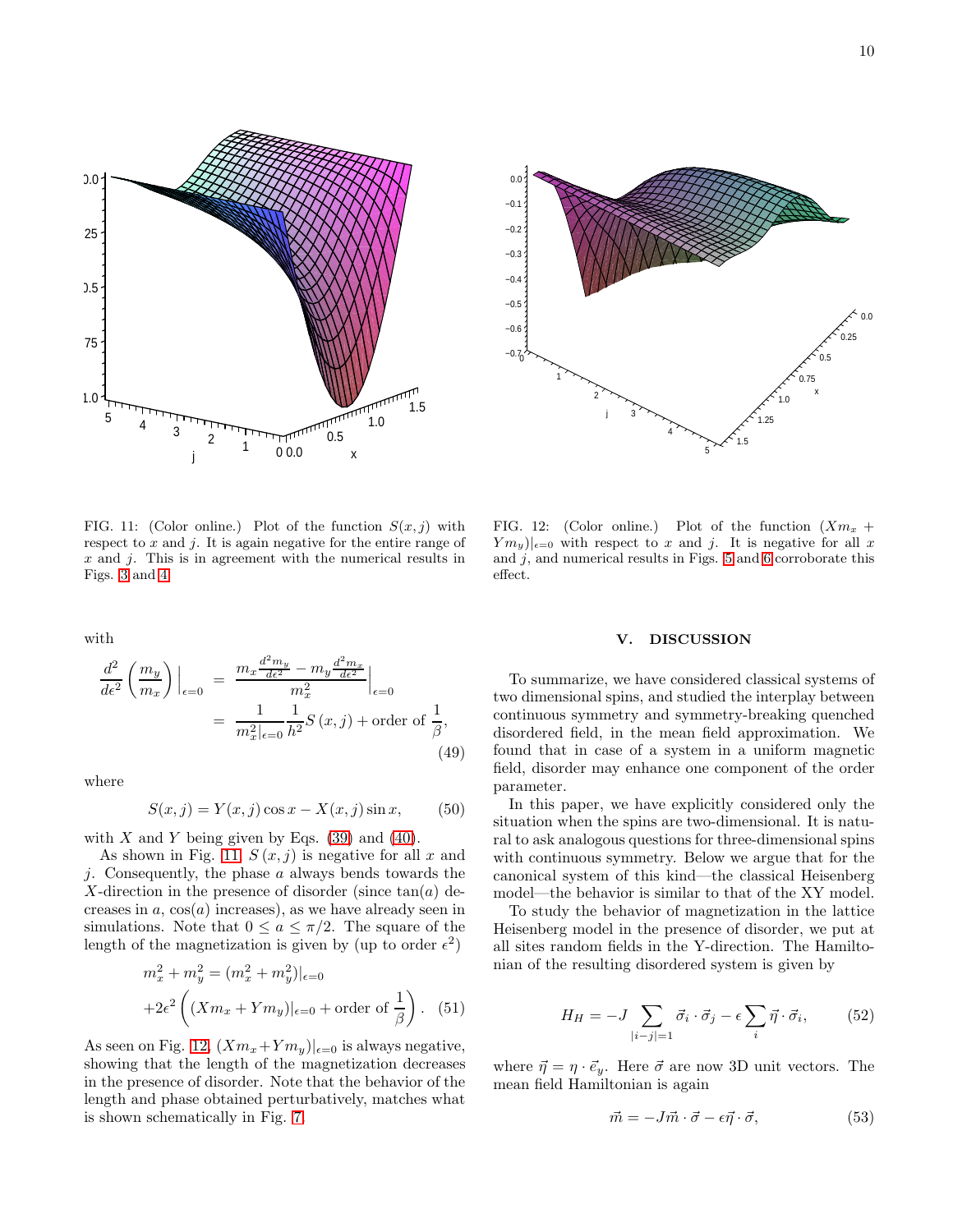FIG. 11: (Color online.) Plot of the function $S(x, j)$ with respect to $x$ and $j$. It is again negative for the entire range of $x$ and $j$. This is in agreement with the numerical results in Figs. 3 and 4.

FIG. 12: (Color online.) Plot of the function $(Xm_x + Ym_y)|_{\epsilon=0}$ with respect to $x$ and $j$. It is negative for all $x$ and $j$, and numerical results in Figs. 5 and 6 corroborate this effect.

with

$$\frac{d^2}{d\epsilon^2}\left(\frac{m_y}{m_x}\right)\Big|_{\epsilon=0} = \frac{m_x \frac{d^2 m_y}{d\epsilon^2} - m_y \frac{d^2 m_x}{d\epsilon^2}}{m_x^2}\Big|_{\epsilon=0} = \frac{1}{m_x^2|_{\epsilon=0}} \frac{1}{h^2} S(x, j) + \text{order of } \frac{1}{\beta}, \tag{49}$$

where

$$S(x, j) = Y(x, j)\cos x - X(x, j)\sin x, \tag{50}$$

with $X$ and $Y$ being given by Eqs. (39) and (40).

As shown in Fig. 11, $S(x, j)$ is negative for all $x$ and $j$. Consequently, the phase $a$ always bends towards the $X$-direction in the presence of disorder (since $\tan(a)$ decreases in $a$, $\cos(a)$ increases), as we have already seen in simulations. Note that $0 \leq a \leq \pi/2$. The square of the length of the magnetization is given by (up to order $\epsilon^2$)

$$m_x^2 + m_y^2 = (m_x^2 + m_y^2)|_{\epsilon=0} + 2\epsilon^2 \left((Xm_x + Ym_y)|_{\epsilon=0} + \text{order of } \frac{1}{\beta}\right). \tag{51}$$

As seen on Fig. 12, $(Xm_x+Ym_y)|_{\epsilon=0}$ is always negative, showing that the length of the magnetization decreases in the presence of disorder. Note that the behavior of the length and phase obtained perturbatively, matches what is shown schematically in Fig. 7.

## V. DISCUSSION

To summarize, we have considered classical systems of two dimensional spins, and studied the interplay between continuous symmetry and symmetry-breaking quenched disordered field, in the mean field approximation. We found that in case of a system in a uniform magnetic field, disorder may enhance one component of the order parameter.

In this paper, we have explicitly considered only the situation when the spins are two-dimensional. It is natural to ask analogous questions for three-dimensional spins with continuous symmetry. Below we argue that for the canonical system of this kind—the classical Heisenberg model—the behavior is similar to that of the XY model.

To study the behavior of magnetization in the lattice Heisenberg model in the presence of disorder, we put at all sites random fields in the Y-direction. The Hamiltonian of the resulting disordered system is given by

$$H_H = -J \sum_{|i-j|=1} \vec{\sigma}_i \cdot \vec{\sigma}_j - \epsilon \sum_i \vec{\eta} \cdot \vec{\sigma}_i, \tag{52}$$

where $\vec{\eta} = \eta \cdot \vec{e}_y$. Here $\vec{\sigma}$ are now 3D unit vectors. The mean field Hamiltonian is again

$$\vec{m} = -J\vec{m} \cdot \vec{\sigma} - \epsilon\vec{\eta} \cdot \vec{\sigma}, \tag{53}$$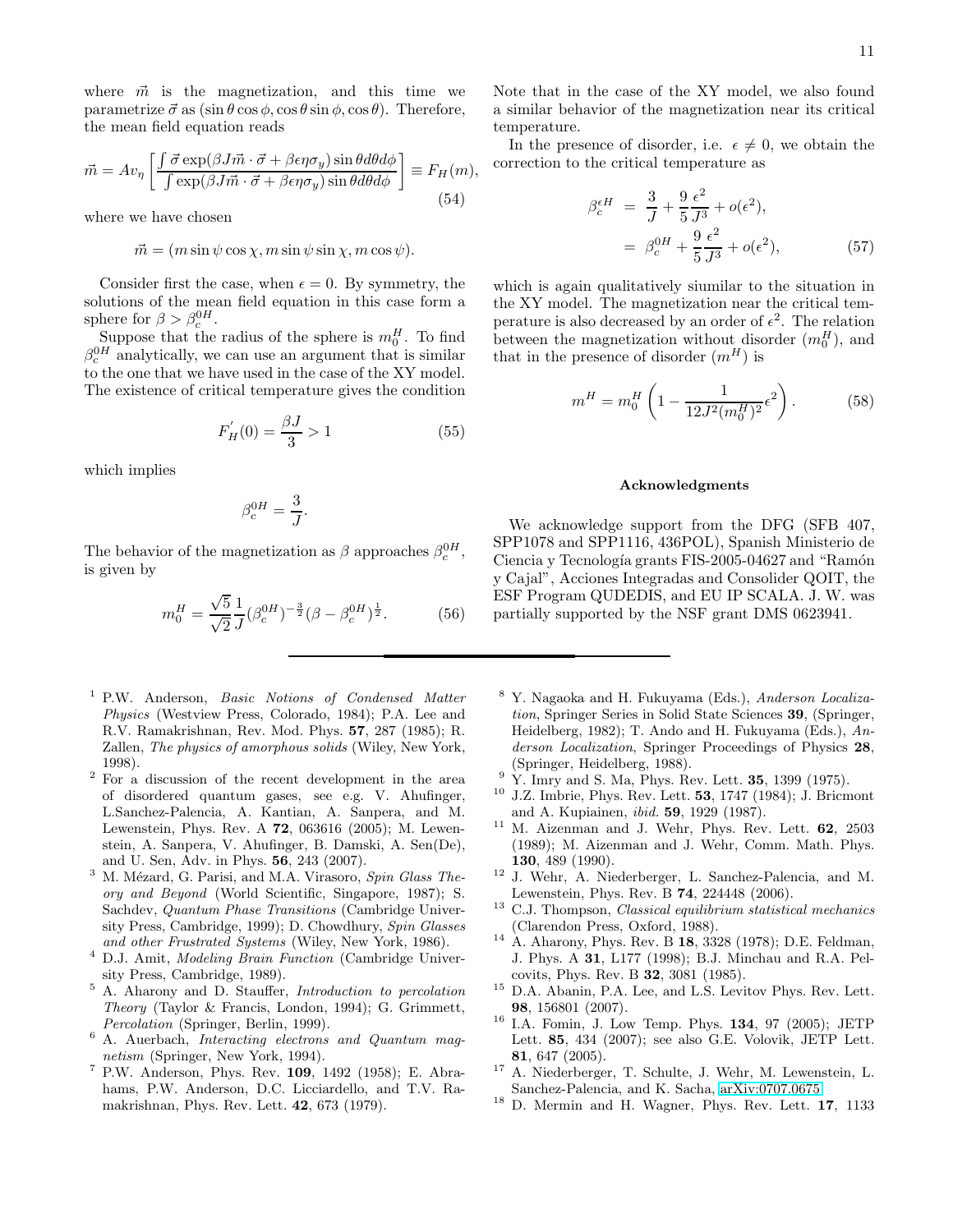where $\vec{m}$ is the magnetization, and this time we parametrize $\vec{\sigma}$ as $(\sin\theta\cos\phi, \cos\theta\sin\phi, \cos\theta)$. Therefore, the mean field equation reads

$$\vec{m} = Av_\eta \left[ \frac{\int \vec{\sigma} \exp(\beta J \vec{m}\cdot\vec{\sigma} + \beta\epsilon\eta\sigma_y)\sin\theta d\theta d\phi}{\int \exp(\beta J \vec{m}\cdot\vec{\sigma} + \beta\epsilon\eta\sigma_y)\sin\theta d\theta d\phi} \right] \equiv F_H(m), \tag{54}$$

where we have chosen

$$\vec{m} = (m\sin\psi\cos\chi, m\sin\psi\sin\chi, m\cos\psi).$$

Consider first the case, when $\epsilon = 0$. By symmetry, the solutions of the mean field equation in this case form a sphere for $\beta > \beta_c^{0H}$.

Suppose that the radius of the sphere is $m_0^H$. To find $\beta_c^{0H}$ analytically, we can use an argument that is similar to the one that we have used in the case of the XY model. The existence of critical temperature gives the condition

$$F_H^{'}(0) = \frac{\beta J}{3} > 1 \tag{55}$$

which implies

$$\beta_c^{0H} = \frac{3}{J}.$$

The behavior of the magnetization as $\beta$ approaches $\beta_c^{0H}$, is given by

$$m_0^H = \frac{\sqrt{5}}{\sqrt{2}}\frac{1}{J}(\beta_c^{0H})^{-\frac{3}{2}}(\beta - \beta_c^{0H})^{\frac{1}{2}}. \tag{56}$$

Note that in the case of the XY model, we also found a similar behavior of the magnetization near its critical temperature.

In the presence of disorder, i.e. $\epsilon \neq 0$, we obtain the correction to the critical temperature as

$$\begin{aligned} \beta_c^{\epsilon H} &= \frac{3}{J} + \frac{9}{5}\frac{\epsilon^2}{J^3} + o(\epsilon^2), \\ &= \beta_c^{0H} + \frac{9}{5}\frac{\epsilon^2}{J^3} + o(\epsilon^2), \end{aligned} \tag{57}$$

which is again qualitatively siumilar to the situation in the XY model. The magnetization near the critical temperature is also decreased by an order of $\epsilon^2$. The relation between the magnetization without disorder ($m_0^H$), and that in the presence of disorder ($m^H$) is

$$m^H = m_0^H \left(1 - \frac{1}{12J^2(m_0^H)^2}\epsilon^2\right). \tag{58}$$

### Acknowledgments

We acknowledge support from the DFG (SFB 407, SPP1078 and SPP1116, 436POL), Spanish Ministerio de Ciencia y Tecnología grants FIS-2005-04627 and "Ramón y Cajal", Acciones Integradas and Consolider QOIT, the ESF Program QUDEDIS, and EU IP SCALA. J. W. was partially supported by the NSF grant DMS 0623941.

---

[1] P.W. Anderson, *Basic Notions of Condensed Matter Physics* (Westview Press, Colorado, 1984); P.A. Lee and R.V. Ramakrishnan, Rev. Mod. Phys. **57**, 287 (1985); R. Zallen, *The physics of amorphous solids* (Wiley, New York, 1998).

[2] For a discussion of the recent development in the area of disordered quantum gases, see e.g. V. Ahufinger, L.Sanchez-Palencia, A. Kantian, A. Sanpera, and M. Lewenstein, Phys. Rev. A **72**, 063616 (2005); M. Lewenstein, A. Sanpera, V. Ahufinger, B. Damski, A. Sen(De), and U. Sen, Adv. in Phys. **56**, 243 (2007).

[3] M. Mézard, G. Parisi, and M.A. Virasoro, *Spin Glass Theory and Beyond* (World Scientific, Singapore, 1987); S. Sachdev, *Quantum Phase Transitions* (Cambridge University Press, Cambridge, 1999); D. Chowdhury, *Spin Glasses and other Frustrated Systems* (Wiley, New York, 1986).

[4] D.J. Amit, *Modeling Brain Function* (Cambridge University Press, Cambridge, 1989).

[5] A. Aharony and D. Stauffer, *Introduction to percolation Theory* (Taylor & Francis, London, 1994); G. Grimmett, *Percolation* (Springer, Berlin, 1999).

[6] A. Auerbach, *Interacting electrons and Quantum magnetism* (Springer, New York, 1994).

[7] P.W. Anderson, Phys. Rev. **109**, 1492 (1958); E. Abrahams, P.W. Anderson, D.C. Licciardello, and T.V. Ramakrishnan, Phys. Rev. Lett. **42**, 673 (1979).

[8] Y. Nagaoka and H. Fukuyama (Eds.), *Anderson Localization*, Springer Series in Solid State Sciences **39**, (Springer, Heidelberg, 1982); T. Ando and H. Fukuyama (Eds.), *Anderson Localization*, Springer Proceedings of Physics **28**, (Springer, Heidelberg, 1988).

[9] Y. Imry and S. Ma, Phys. Rev. Lett. **35**, 1399 (1975).

[10] J.Z. Imbrie, Phys. Rev. Lett. **53**, 1747 (1984); J. Bricmont and A. Kupiainen, *ibid.* **59**, 1929 (1987).

[11] M. Aizenman and J. Wehr, Phys. Rev. Lett. **62**, 2503 (1989); M. Aizenman and J. Wehr, Comm. Math. Phys. **130**, 489 (1990).

[12] J. Wehr, A. Niederberger, L. Sanchez-Palencia, and M. Lewenstein, Phys. Rev. B **74**, 224448 (2006).

[13] C.J. Thompson, *Classical equilibrium statistical mechanics* (Clarendon Press, Oxford, 1988).

[14] A. Aharony, Phys. Rev. B **18**, 3328 (1978); D.E. Feldman, J. Phys. A **31**, L177 (1998); B.J. Minchau and R.A. Pelcovits, Phys. Rev. B **32**, 3081 (1985).

[15] D.A. Abanin, P.A. Lee, and L.S. Levitov Phys. Rev. Lett. **98**, 156801 (2007).

[16] I.A. Fomin, J. Low Temp. Phys. **134**, 97 (2005); JETP Lett. **85**, 434 (2007); see also G.E. Volovik, JETP Lett. **81**, 647 (2005).

[17] A. Niederberger, T. Schulte, J. Wehr, M. Lewenstein, L. Sanchez-Palencia, and K. Sacha, arXiv:0707.0675.

[18] D. Mermin and H. Wagner, Phys. Rev. Lett. **17**, 1133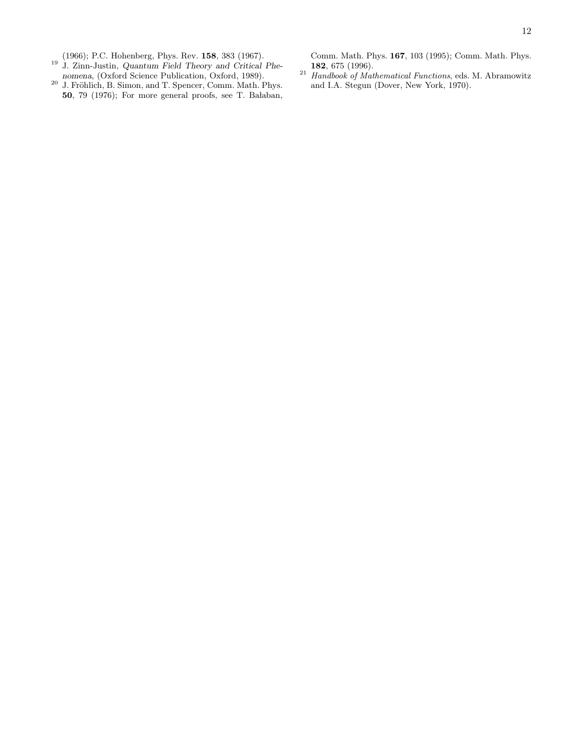(1966); P.C. Hohenberg, Phys. Rev. **158**, 383 (1967).

[19] J. Zinn-Justin, *Quantum Field Theory and Critical Phenomena*, (Oxford Science Publication, Oxford, 1989).

[20] J. Fröhlich, B. Simon, and T. Spencer, Comm. Math. Phys. **50**, 79 (1976); For more general proofs, see T. Bałaban, Comm. Math. Phys. **167**, 103 (1995); Comm. Math. Phys. **182**, 675 (1996).

[21] *Handbook of Mathematical Functions*, eds. M. Abramowitz and I.A. Stegun (Dover, New York, 1970).